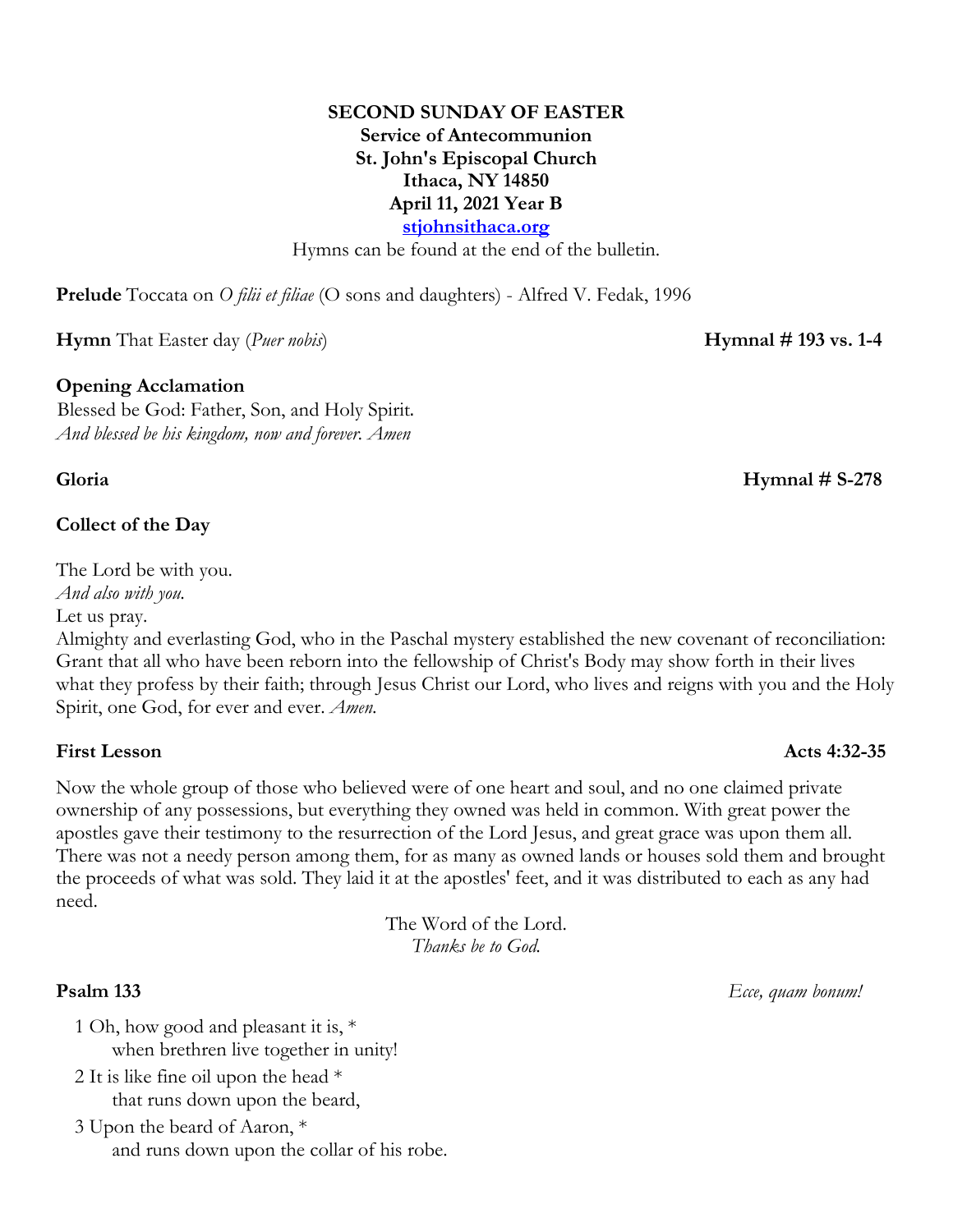**SECOND SUNDAY OF EASTER**
**Service of Antecommunion**
**St. John's Episcopal Church**
**Ithaca, NY 14850**
**April 11, 2021 Year B**
**[stjohnsithaca.org](http://stjohnsithaca.org)**

Hymns can be found at the end of the bulletin.

**Prelude** Toccata on *O filii et filiae* (O sons and daughters) - Alfred V. Fedak, 1996

**Hymn** That Easter day (*Puer nobis*) **Hymnal # 193 vs. 1-4**

**Opening Acclamation**

Blessed be God: Father, Son, and Holy Spirit.
*And blessed be his kingdom, now and forever. Amen*

**Gloria** **Hymnal # S-278**

**Collect of the Day**

The Lord be with you.
*And also with you.*
Let us pray.
Almighty and everlasting God, who in the Paschal mystery established the new covenant of reconciliation: Grant that all who have been reborn into the fellowship of Christ's Body may show forth in their lives what they profess by their faith; through Jesus Christ our Lord, who lives and reigns with you and the Holy Spirit, one God, for ever and ever. *Amen.*

**First Lesson** **Acts 4:32-35**

Now the whole group of those who believed were of one heart and soul, and no one claimed private ownership of any possessions, but everything they owned was held in common. With great power the apostles gave their testimony to the resurrection of the Lord Jesus, and great grace was upon them all. There was not a needy person among them, for as many as owned lands or houses sold them and brought the proceeds of what was sold. They laid it at the apostles' feet, and it was distributed to each as any had need.

The Word of the Lord.
*Thanks be to God.*

**Psalm 133** *Ecce, quam bonum!*

1 Oh, how good and pleasant it is, *
when brethren live together in unity!

2 It is like fine oil upon the head *
that runs down upon the beard,

3 Upon the beard of Aaron, *
and runs down upon the collar of his robe.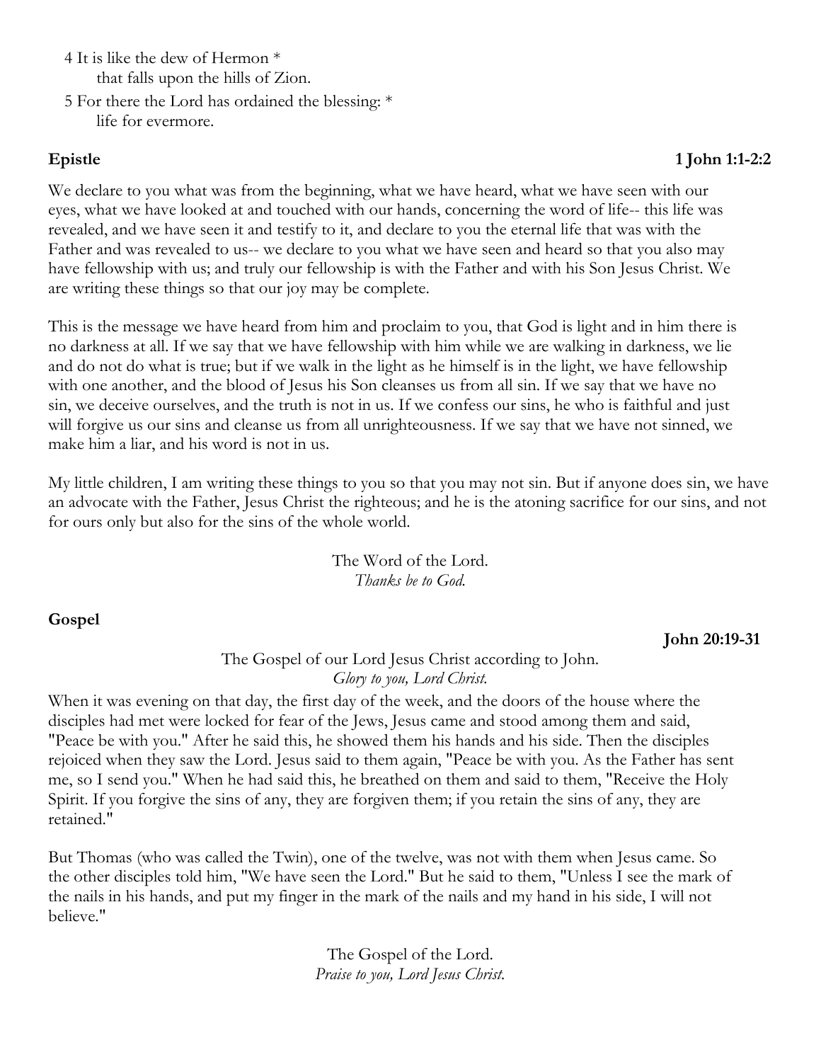4 It is like the dew of Hermon *
    that falls upon the hills of Zion.

5 For there the Lord has ordained the blessing: *
    life for evermore.

**Epistle** **1 John 1:1-2:2**

We declare to you what was from the beginning, what we have heard, what we have seen with our eyes, what we have looked at and touched with our hands, concerning the word of life-- this life was revealed, and we have seen it and testify to it, and declare to you the eternal life that was with the Father and was revealed to us-- we declare to you what we have seen and heard so that you also may have fellowship with us; and truly our fellowship is with the Father and with his Son Jesus Christ. We are writing these things so that our joy may be complete.

This is the message we have heard from him and proclaim to you, that God is light and in him there is no darkness at all. If we say that we have fellowship with him while we are walking in darkness, we lie and do not do what is true; but if we walk in the light as he himself is in the light, we have fellowship with one another, and the blood of Jesus his Son cleanses us from all sin. If we say that we have no sin, we deceive ourselves, and the truth is not in us. If we confess our sins, he who is faithful and just will forgive us our sins and cleanse us from all unrighteousness. If we say that we have not sinned, we make him a liar, and his word is not in us.

My little children, I am writing these things to you so that you may not sin. But if anyone does sin, we have an advocate with the Father, Jesus Christ the righteous; and he is the atoning sacrifice for our sins, and not for ours only but also for the sins of the whole world.

The Word of the Lord.
*Thanks be to God.*

**Gospel**

**John 20:19-31**

The Gospel of our Lord Jesus Christ according to John.
*Glory to you, Lord Christ.*

When it was evening on that day, the first day of the week, and the doors of the house where the disciples had met were locked for fear of the Jews, Jesus came and stood among them and said, "Peace be with you." After he said this, he showed them his hands and his side. Then the disciples rejoiced when they saw the Lord. Jesus said to them again, "Peace be with you. As the Father has sent me, so I send you." When he had said this, he breathed on them and said to them, "Receive the Holy Spirit. If you forgive the sins of any, they are forgiven them; if you retain the sins of any, they are retained."

But Thomas (who was called the Twin), one of the twelve, was not with them when Jesus came. So the other disciples told him, "We have seen the Lord." But he said to them, "Unless I see the mark of the nails in his hands, and put my finger in the mark of the nails and my hand in his side, I will not believe."

The Gospel of the Lord.
*Praise to you, Lord Jesus Christ.*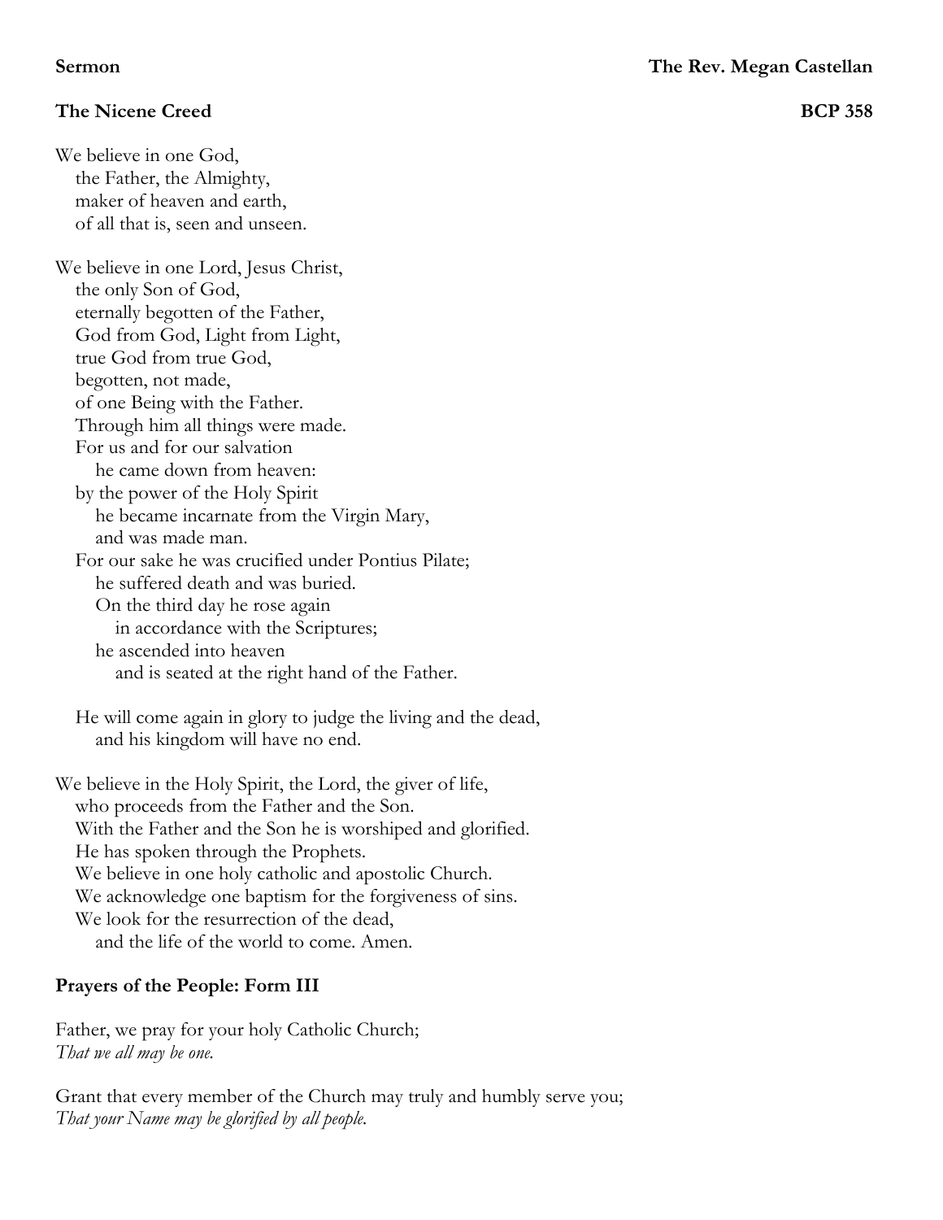**Sermon** **The Rev. Megan Castellan**

**The Nicene Creed** **BCP 358**

We believe in one God,
the Father, the Almighty,
maker of heaven and earth,
of all that is, seen and unseen.

We believe in one Lord, Jesus Christ,
the only Son of God,
eternally begotten of the Father,
God from God, Light from Light,
true God from true God,
begotten, not made,
of one Being with the Father.
Through him all things were made.
For us and for our salvation
he came down from heaven:
by the power of the Holy Spirit
he became incarnate from the Virgin Mary,
and was made man.
For our sake he was crucified under Pontius Pilate;
he suffered death and was buried.
On the third day he rose again
in accordance with the Scriptures;
he ascended into heaven
and is seated at the right hand of the Father.

He will come again in glory to judge the living and the dead,
and his kingdom will have no end.

We believe in the Holy Spirit, the Lord, the giver of life,
who proceeds from the Father and the Son.
With the Father and the Son he is worshiped and glorified.
He has spoken through the Prophets.
We believe in one holy catholic and apostolic Church.
We acknowledge one baptism for the forgiveness of sins.
We look for the resurrection of the dead,
and the life of the world to come. Amen.

**Prayers of the People: Form III**

Father, we pray for your holy Catholic Church;
*That we all may be one.*

Grant that every member of the Church may truly and humbly serve you;
*That your Name may be glorified by all people.*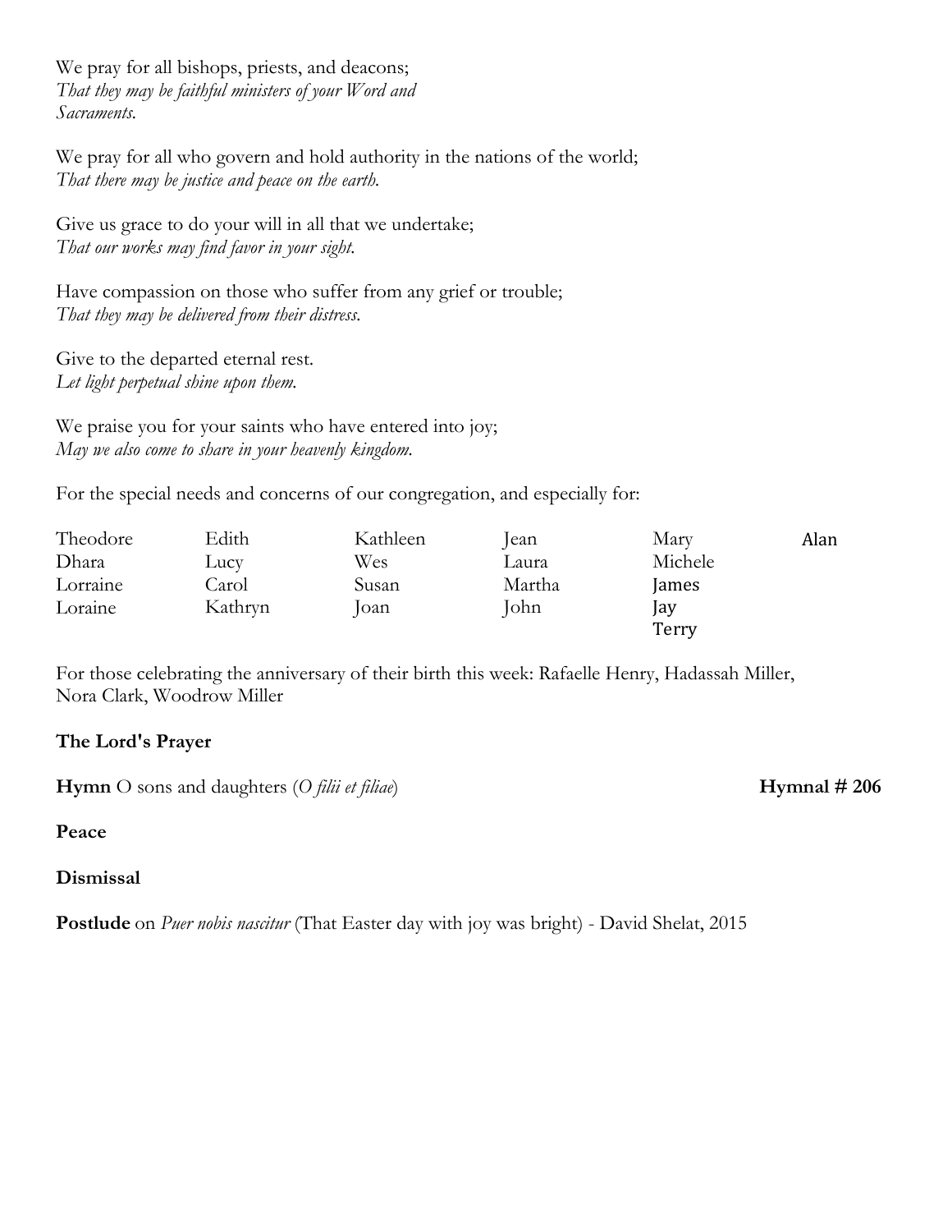We pray for all bishops, priests, and deacons;
*That they may be faithful ministers of your Word and Sacraments.*

We pray for all who govern and hold authority in the nations of the world;
*That there may be justice and peace on the earth.*

Give us grace to do your will in all that we undertake;
*That our works may find favor in your sight.*

Have compassion on those who suffer from any grief or trouble;
*That they may be delivered from their distress.*

Give to the departed eternal rest.
*Let light perpetual shine upon them.*

We praise you for your saints who have entered into joy;
*May we also come to share in your heavenly kingdom.*

For the special needs and concerns of our congregation, and especially for:

| | | | | | |
|---|---|---|---|---|---|
| Theodore | Edith | Kathleen | Jean | Mary | Alan |
| Dhara | Lucy | Wes | Laura | Michele | |
| Lorraine | Carol | Susan | Martha | James | |
| Loraine | Kathryn | Joan | John | Jay | |
| | | | | Terry | |

For those celebrating the anniversary of their birth this week: Rafaelle Henry, Hadassah Miller, Nora Clark, Woodrow Miller

**The Lord's Prayer**

**Hymn** O sons and daughters (*O filii et filiae*) **Hymnal # 206**

**Peace**

**Dismissal**

**Postlude** on *Puer nobis nascitur* (That Easter day with joy was bright) - David Shelat, 2015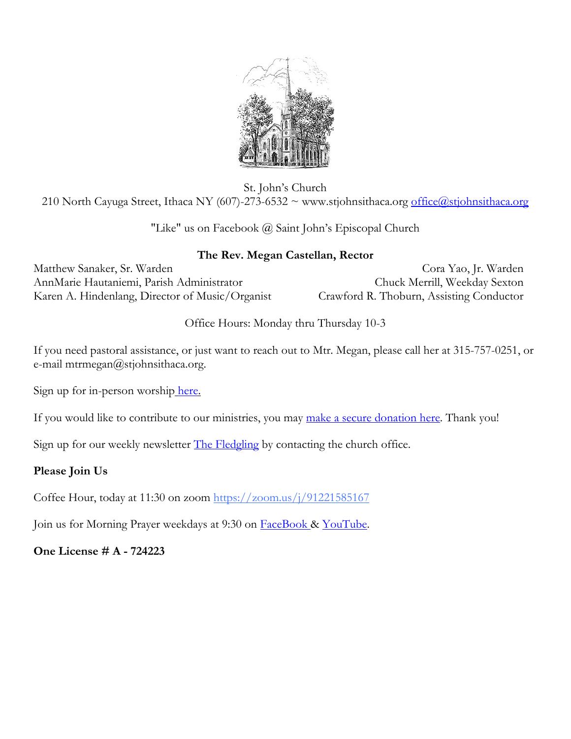St. John's Church
210 North Cayuga Street, Ithaca NY (607)-273-6532 ~ www.stjohnsithaca.org office@stjohnsithaca.org

"Like" us on Facebook @ Saint John's Episcopal Church

**The Rev. Megan Castellan, Rector**

Matthew Sanaker, Sr. Warden

Cora Yao, Jr. Warden

AnnMarie Hautaniemi, Parish Administrator

Chuck Merrill, Weekday Sexton

Karen A. Hindenlang, Director of Music/Organist

Crawford R. Thoburn, Assisting Conductor

Office Hours: Monday thru Thursday 10-3

If you need pastoral assistance, or just want to reach out to Mtr. Megan, please call her at 315-757-0251, or e-mail mtrmegan@stjohnsithaca.org.

Sign up for in-person worship here.

If you would like to contribute to our ministries, you may make a secure donation here. Thank you!

Sign up for our weekly newsletter The Fledgling by contacting the church office.

**Please Join Us**

Coffee Hour, today at 11:30 on zoom https://zoom.us/j/91221585167

Join us for Morning Prayer weekdays at 9:30 on FaceBook & YouTube.

**One License # A - 724223**